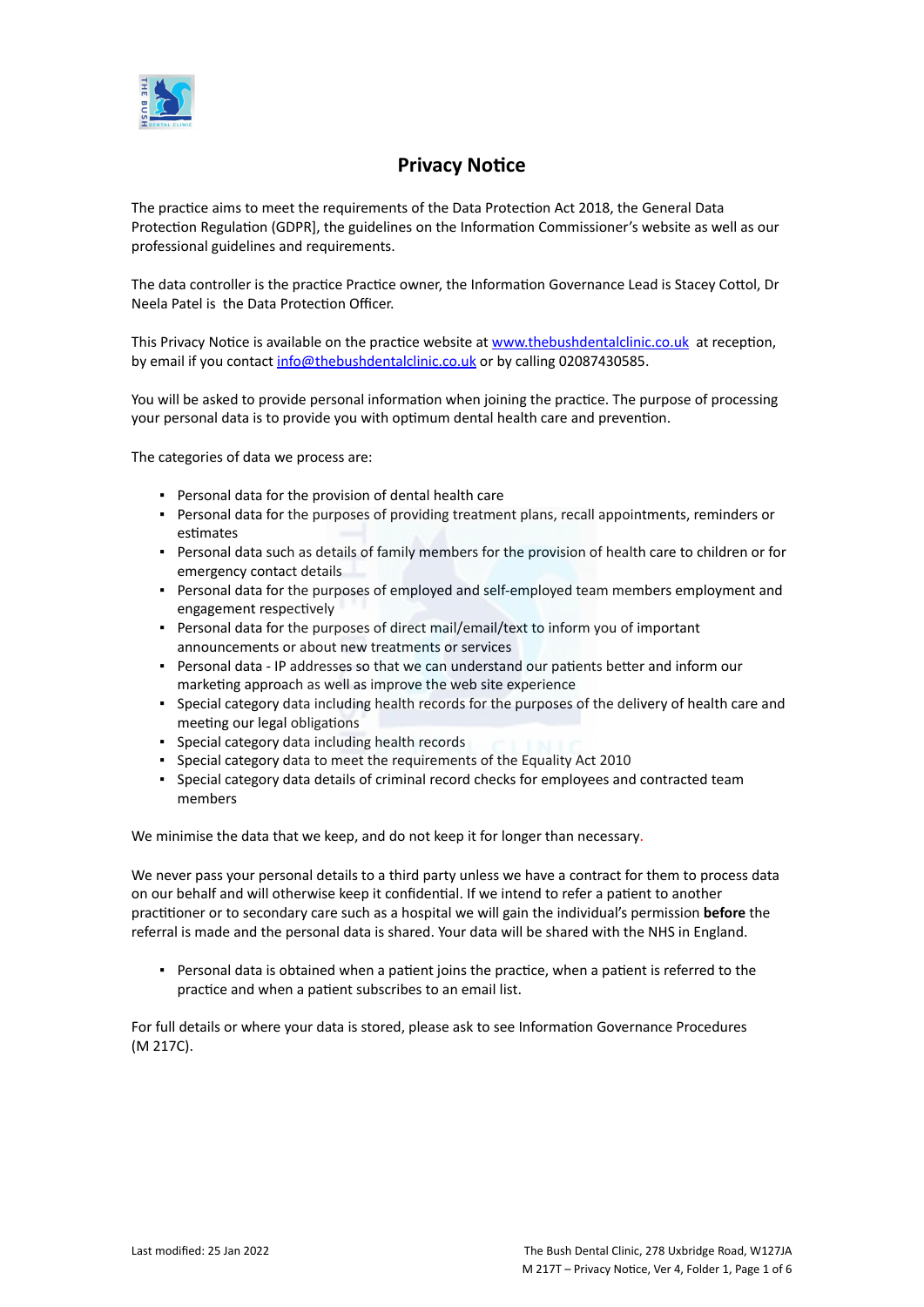# Privacy Notice

The practice aims to meet the requirements of the Data Protection Act 2018, the General Data Protection Regulation (GDPR], the guidelines on the Information Commissioner's website as well as our professional guidelines and requirements.

The data controller is the practice Practice owner, the Information Governance Lead is Stacey Cottol, Dr Neela Patel is the Data Protection Officer.

This Privacy Notice is available on the practice website at www.thebushdentalclinic.co.uk at reception, by email if you contact info@thebushdentalclinic.co.uk or by calling 02087430585.

You will be asked to provide personal information when joining the practice. The purpose of processing your personal data is to provide you with optimum dental health care and prevention.

The categories of data we process are:

- Personal data for the provision of dental health care
- Personal data for the purposes of providing treatment plans, recall appointments, reminders or estimates
- Personal data such as details of family members for the provision of health care to children or for emergency contact details
- Personal data for the purposes of employed and self-employed team members employment and engagement respectively
- Personal data for the purposes of direct mail/email/text to inform you of important announcements or about new treatments or services
- Personal data - IP addresses so that we can understand our patients better and inform our marketing approach as well as improve the web site experience
- Special category data including health records for the purposes of the delivery of health care and meeting our legal obligations
- Special category data including health records
- Special category data to meet the requirements of the Equality Act 2010
- Special category data details of criminal record checks for employees and contracted team members

We minimise the data that we keep, and do not keep it for longer than necessary.

We never pass your personal details to a third party unless we have a contract for them to process data on our behalf and will otherwise keep it confidential. If we intend to refer a patient to another practitioner or to secondary care such as a hospital we will gain the individual's permission **before** the referral is made and the personal data is shared. Your data will be shared with the NHS in England.

- Personal data is obtained when a patient joins the practice, when a patient is referred to the practice and when a patient subscribes to an email list.

For full details or where your data is stored, please ask to see Information Governance Procedures (M 217C).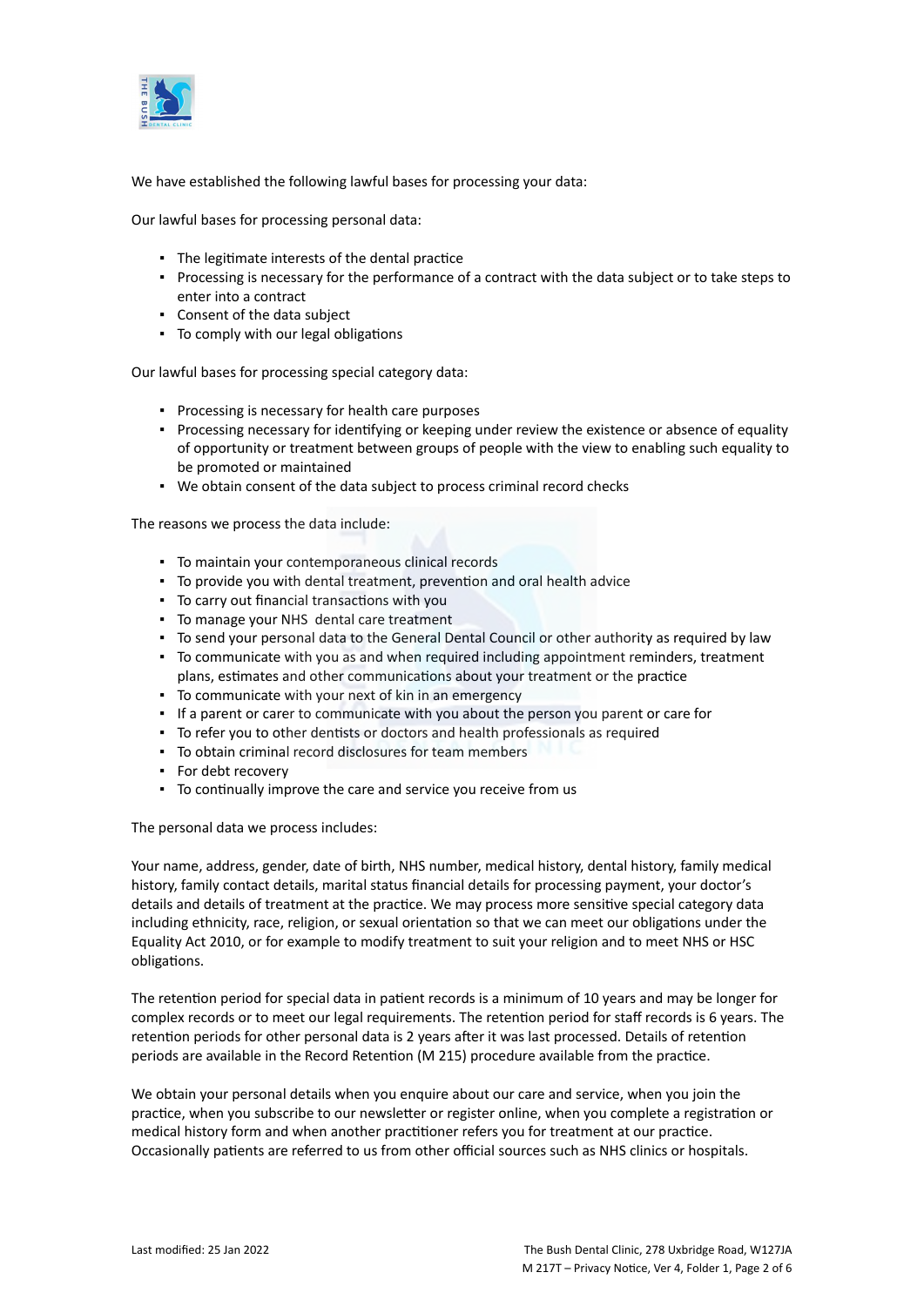We have established the following lawful bases for processing your data:

Our lawful bases for processing personal data:

- The legitimate interests of the dental practice
- Processing is necessary for the performance of a contract with the data subject or to take steps to enter into a contract
- Consent of the data subject
- To comply with our legal obligations

Our lawful bases for processing special category data:

- Processing is necessary for health care purposes
- Processing necessary for identifying or keeping under review the existence or absence of equality of opportunity or treatment between groups of people with the view to enabling such equality to be promoted or maintained
- We obtain consent of the data subject to process criminal record checks

The reasons we process the data include:

- To maintain your contemporaneous clinical records
- To provide you with dental treatment, prevention and oral health advice
- To carry out financial transactions with you
- To manage your NHS  dental care treatment
- To send your personal data to the General Dental Council or other authority as required by law
- To communicate with you as and when required including appointment reminders, treatment plans, estimates and other communications about your treatment or the practice
- To communicate with your next of kin in an emergency
- If a parent or carer to communicate with you about the person you parent or care for
- To refer you to other dentists or doctors and health professionals as required
- To obtain criminal record disclosures for team members
- For debt recovery
- To continually improve the care and service you receive from us

The personal data we process includes:

Your name, address, gender, date of birth, NHS number, medical history, dental history, family medical history, family contact details, marital status financial details for processing payment, your doctor's details and details of treatment at the practice. We may process more sensitive special category data including ethnicity, race, religion, or sexual orientation so that we can meet our obligations under the Equality Act 2010, or for example to modify treatment to suit your religion and to meet NHS or HSC obligations.

The retention period for special data in patient records is a minimum of 10 years and may be longer for complex records or to meet our legal requirements. The retention period for staff records is 6 years. The retention periods for other personal data is 2 years after it was last processed. Details of retention periods are available in the Record Retention (M 215) procedure available from the practice.

We obtain your personal details when you enquire about our care and service, when you join the practice, when you subscribe to our newsletter or register online, when you complete a registration or medical history form and when another practitioner refers you for treatment at our practice. Occasionally patients are referred to us from other official sources such as NHS clinics or hospitals.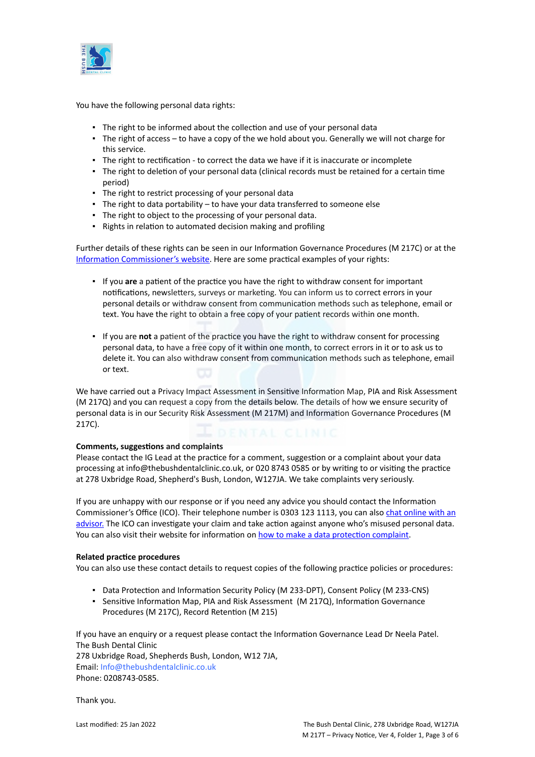You have the following personal data rights:

- The right to be informed about the collection and use of your personal data
- The right of access – to have a copy of the we hold about you. Generally we will not charge for this service.
- The right to rectification - to correct the data we have if it is inaccurate or incomplete
- The right to deletion of your personal data (clinical records must be retained for a certain time period)
- The right to restrict processing of your personal data
- The right to data portability – to have your data transferred to someone else
- The right to object to the processing of your personal data.
- Rights in relation to automated decision making and profiling

Further details of these rights can be seen in our Information Governance Procedures (M 217C) or at the [Information Commissioner's website](). Here are some practical examples of your rights:

- If you **are** a patient of the practice you have the right to withdraw consent for important notifications, newsletters, surveys or marketing. You can inform us to correct errors in your personal details or withdraw consent from communication methods such as telephone, email or text. You have the right to obtain a free copy of your patient records within one month.

- If you are **not** a patient of the practice you have the right to withdraw consent for processing personal data, to have a free copy of it within one month, to correct errors in it or to ask us to delete it. You can also withdraw consent from communication methods such as telephone, email or text.

We have carried out a Privacy Impact Assessment in Sensitive Information Map, PIA and Risk Assessment (M 217Q) and you can request a copy from the details below. The details of how we ensure security of personal data is in our Security Risk Assessment (M 217M) and Information Governance Procedures (M 217C).

**Comments, suggestions and complaints**

Please contact the IG Lead at the practice for a comment, suggestion or a complaint about your data processing at info@thebushdentalclinic.co.uk, or 020 8743 0585 or by writing to or visiting the practice at 278 Uxbridge Road, Shepherd's Bush, London, W127JA. We take complaints very seriously.

If you are unhappy with our response or if you need any advice you should contact the Information Commissioner's Office (ICO). Their telephone number is 0303 123 1113, you can also [chat online with an advisor.]() The ICO can investigate your claim and take action against anyone who's misused personal data. You can also visit their website for information on [how to make a data protection complaint]().

**Related practice procedures**

You can also use these contact details to request copies of the following practice policies or procedures:

- Data Protection and Information Security Policy (M 233-DPT), Consent Policy (M 233-CNS)
- Sensitive Information Map, PIA and Risk Assessment (M 217Q), Information Governance Procedures (M 217C), Record Retention (M 215)

If you have an enquiry or a request please contact the Information Governance Lead Dr Neela Patel.
The Bush Dental Clinic
278 Uxbridge Road, Shepherds Bush, London, W12 7JA,
Email: Info@thebushdentalclinic.co.uk
Phone: 0208743-0585.

Thank you.

Last modified: 25 Jan 2022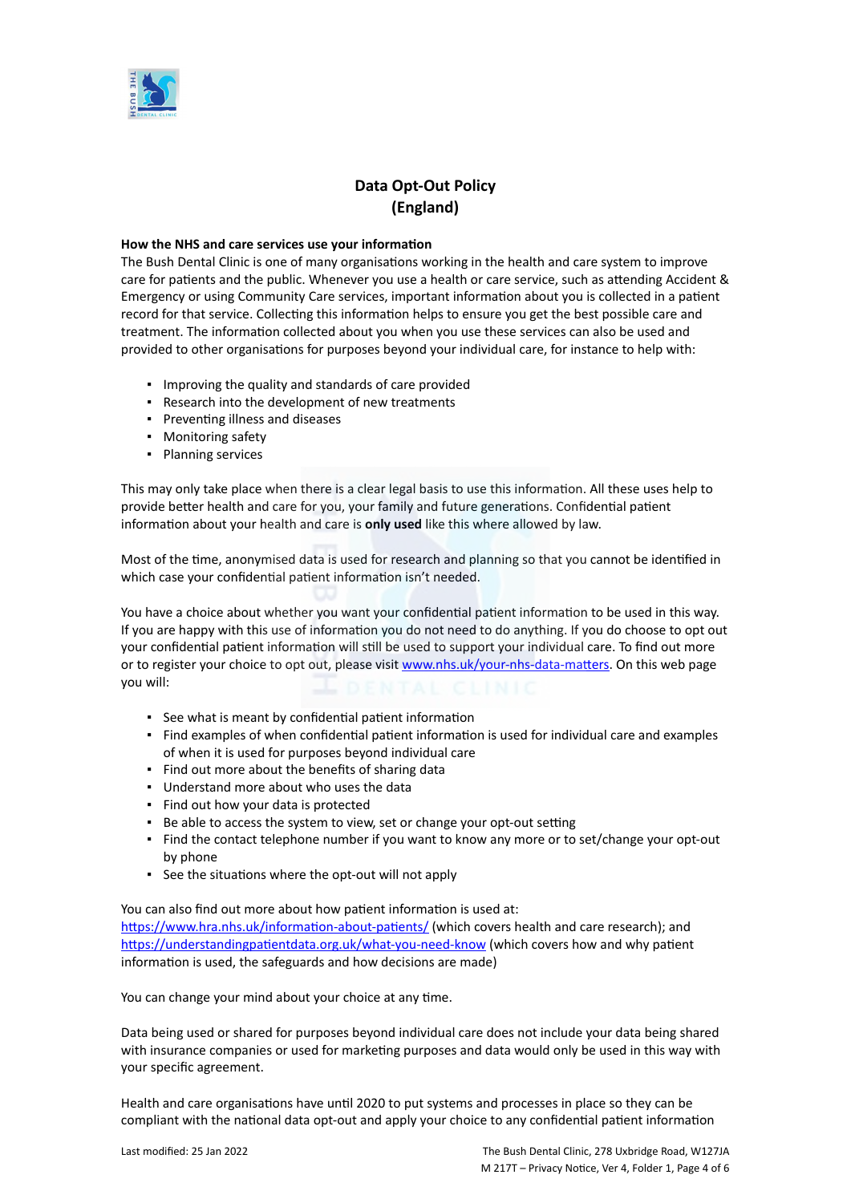# Data Opt-Out Policy
# (England)

**How the NHS and care services use your information**

The Bush Dental Clinic is one of many organisations working in the health and care system to improve care for patients and the public. Whenever you use a health or care service, such as attending Accident & Emergency or using Community Care services, important information about you is collected in a patient record for that service. Collecting this information helps to ensure you get the best possible care and treatment. The information collected about you when you use these services can also be used and provided to other organisations for purposes beyond your individual care, for instance to help with:

- Improving the quality and standards of care provided
- Research into the development of new treatments
- Preventing illness and diseases
- Monitoring safety
- Planning services

This may only take place when there is a clear legal basis to use this information. All these uses help to provide better health and care for you, your family and future generations. Confidential patient information about your health and care is **only used** like this where allowed by law.

Most of the time, anonymised data is used for research and planning so that you cannot be identified in which case your confidential patient information isn't needed.

You have a choice about whether you want your confidential patient information to be used in this way. If you are happy with this use of information you do not need to do anything. If you do choose to opt out your confidential patient information will still be used to support your individual care. To find out more or to register your choice to opt out, please visit [www.nhs.uk/your-nhs-data-matters](www.nhs.uk/your-nhs-data-matters). On this web page you will:

- See what is meant by confidential patient information
- Find examples of when confidential patient information is used for individual care and examples of when it is used for purposes beyond individual care
- Find out more about the benefits of sharing data
- Understand more about who uses the data
- Find out how your data is protected
- Be able to access the system to view, set or change your opt-out setting
- Find the contact telephone number if you want to know any more or to set/change your opt-out by phone
- See the situations where the opt-out will not apply

You can also find out more about how patient information is used at:
[https://www.hra.nhs.uk/information-about-patients/](https://www.hra.nhs.uk/information-about-patients/) (which covers health and care research); and [https://understandingpatientdata.org.uk/what-you-need-know](https://understandingpatientdata.org.uk/what-you-need-know) (which covers how and why patient information is used, the safeguards and how decisions are made)

You can change your mind about your choice at any time.

Data being used or shared for purposes beyond individual care does not include your data being shared with insurance companies or used for marketing purposes and data would only be used in this way with your specific agreement.

Health and care organisations have until 2020 to put systems and processes in place so they can be compliant with the national data opt-out and apply your choice to any confidential patient information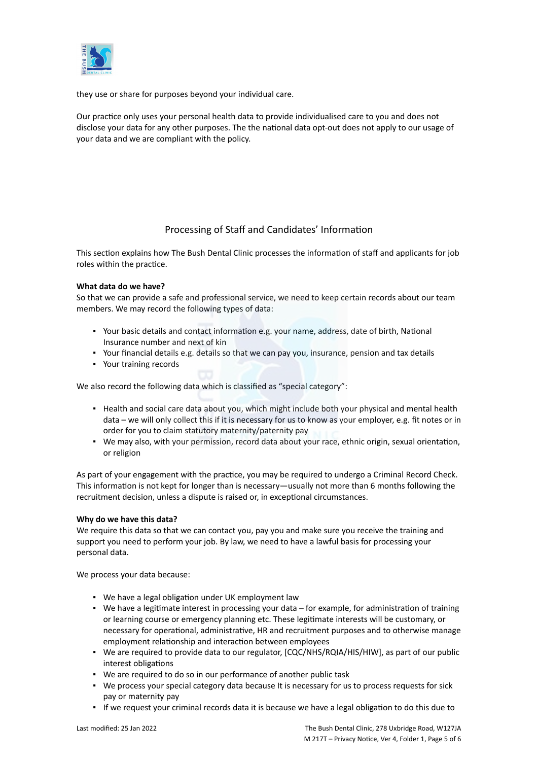they use or share for purposes beyond your individual care.

Our practice only uses your personal health data to provide individualised care to you and does not disclose your data for any other purposes. The the national data opt-out does not apply to our usage of your data and we are compliant with the policy.

## Processing of Staff and Candidates' Information

This section explains how The Bush Dental Clinic processes the information of staff and applicants for job roles within the practice.

**What data do we have?**
So that we can provide a safe and professional service, we need to keep certain records about our team members. We may record the following types of data:

- Your basic details and contact information e.g. your name, address, date of birth, National Insurance number and next of kin
- Your financial details e.g. details so that we can pay you, insurance, pension and tax details
- Your training records

We also record the following data which is classified as "special category":

- Health and social care data about you, which might include both your physical and mental health data – we will only collect this if it is necessary for us to know as your employer, e.g. fit notes or in order for you to claim statutory maternity/paternity pay
- We may also, with your permission, record data about your race, ethnic origin, sexual orientation, or religion

As part of your engagement with the practice, you may be required to undergo a Criminal Record Check. This information is not kept for longer than is necessary—usually not more than 6 months following the recruitment decision, unless a dispute is raised or, in exceptional circumstances.

**Why do we have this data?**
We require this data so that we can contact you, pay you and make sure you receive the training and support you need to perform your job. By law, we need to have a lawful basis for processing your personal data.

We process your data because:

- We have a legal obligation under UK employment law
- We have a legitimate interest in processing your data – for example, for administration of training or learning course or emergency planning etc. These legitimate interests will be customary, or necessary for operational, administrative, HR and recruitment purposes and to otherwise manage employment relationship and interaction between employees
- We are required to provide data to our regulator, [CQC/NHS/RQIA/HIS/HIW], as part of our public interest obligations
- We are required to do so in our performance of another public task
- We process your special category data because It is necessary for us to process requests for sick pay or maternity pay
- If we request your criminal records data it is because we have a legal obligation to do this due to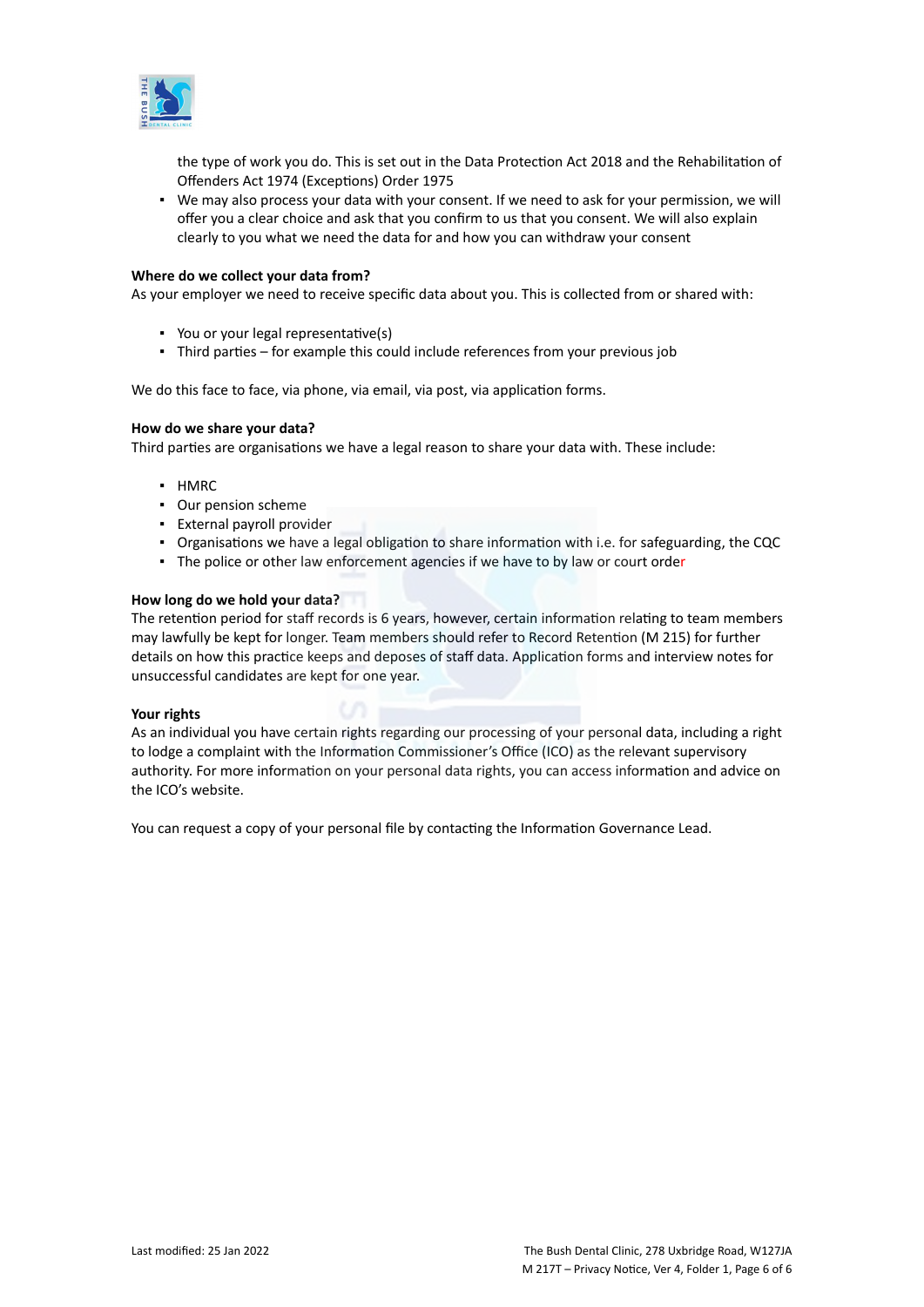the type of work you do. This is set out in the Data Protection Act 2018 and the Rehabilitation of Offenders Act 1974 (Exceptions) Order 1975

- We may also process your data with your consent. If we need to ask for your permission, we will offer you a clear choice and ask that you confirm to us that you consent. We will also explain clearly to you what we need the data for and how you can withdraw your consent

**Where do we collect your data from?**

As your employer we need to receive specific data about you. This is collected from or shared with:

- You or your legal representative(s)
- Third parties – for example this could include references from your previous job

We do this face to face, via phone, via email, via post, via application forms.

**How do we share your data?**

Third parties are organisations we have a legal reason to share your data with. These include:

- HMRC
- Our pension scheme
- External payroll provider
- Organisations we have a legal obligation to share information with i.e. for safeguarding, the CQC
- The police or other law enforcement agencies if we have to by law or court order

**How long do we hold your data?**

The retention period for staff records is 6 years, however, certain information relating to team members may lawfully be kept for longer. Team members should refer to Record Retention (M 215) for further details on how this practice keeps and deposes of staff data. Application forms and interview notes for unsuccessful candidates are kept for one year.

**Your rights**

As an individual you have certain rights regarding our processing of your personal data, including a right to lodge a complaint with the Information Commissioner's Office (ICO) as the relevant supervisory authority. For more information on your personal data rights, you can access information and advice on the ICO's website.

You can request a copy of your personal file by contacting the Information Governance Lead.